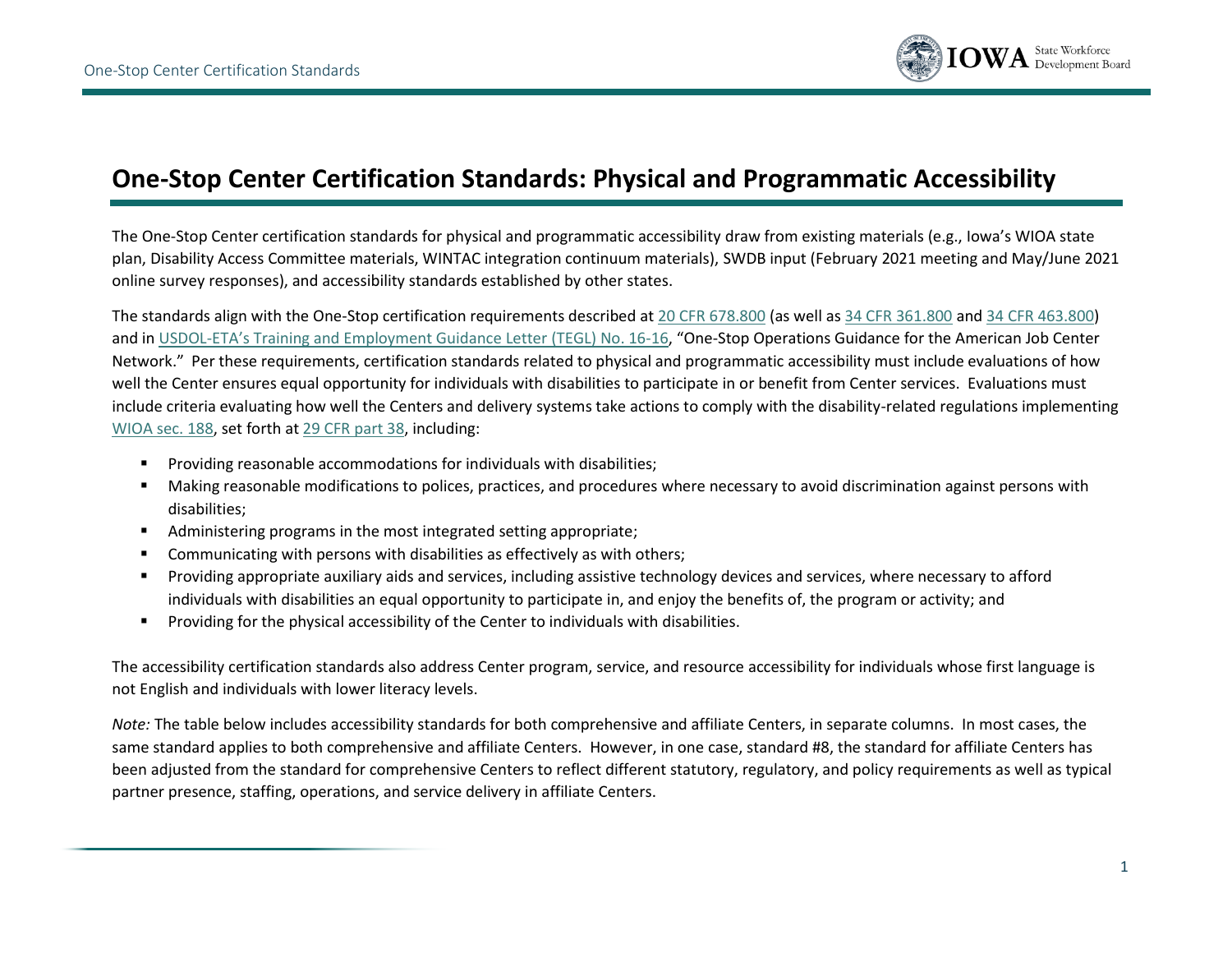# One-Stop Center Certification Standards: Physical and Programmatic Accessibility

The One-Stop Center certification standards for physical and programmatic accessibility draw from existing materials (e.g., Iowa's WIOA state plan, Disability Access Committee materials, WINTAC integration continuum materials), SWDB input (February 2021 meeting and May/June 2021 online survey responses), and accessibility standards established by other states.

The standards align with the One-Stop certification requirements described at 20 CFR 678.800 (as well as 34 CFR 361.800 and 34 CFR 463.800) and in USDOL-ETA's Training and Employment Guidance Letter (TEGL) No. 16-16, "One-Stop Operations Guidance for the American Job Center Network." Per these requirements, certification standards related to physical and programmatic accessibility must include evaluations of how well the Center ensures equal opportunity for individuals with disabilities to participate in or benefit from Center services. Evaluations must include criteria evaluating how well the Centers and delivery systems take actions to comply with the disability-related regulations implementing WIOA sec. 188, set forth at 29 CFR part 38, including:

- Providing reasonable accommodations for individuals with disabilities;
- Making reasonable modifications to polices, practices, and procedures where necessary to avoid discrimination against persons with disabilities;
- Administering programs in the most integrated setting appropriate;
- Communicating with persons with disabilities as effectively as with others;
- Providing appropriate auxiliary aids and services, including assistive technology devices and services, where necessary to afford individuals with disabilities an equal opportunity to participate in, and enjoy the benefits of, the program or activity; and
- Providing for the physical accessibility of the Center to individuals with disabilities.

The accessibility certification standards also address Center program, service, and resource accessibility for individuals whose first language is not English and individuals with lower literacy levels.

*Note:* The table below includes accessibility standards for both comprehensive and affiliate Centers, in separate columns. In most cases, the same standard applies to both comprehensive and affiliate Centers. However, in one case, standard #8, the standard for affiliate Centers has been adjusted from the standard for comprehensive Centers to reflect different statutory, regulatory, and policy requirements as well as typical partner presence, staffing, operations, and service delivery in affiliate Centers.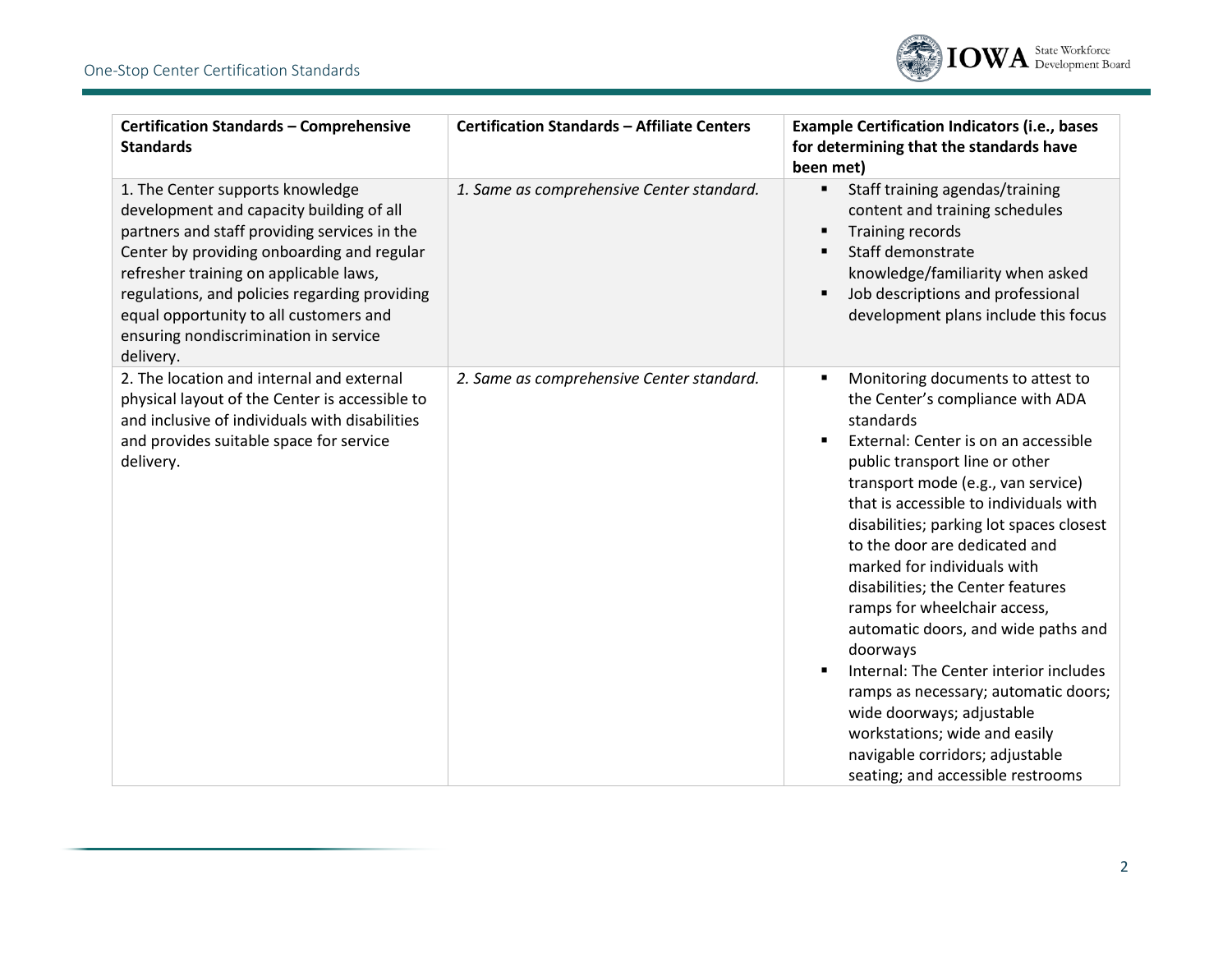| **Certification Standards – Comprehensive Standards** | **Certification Standards – Affiliate Centers** | **Example Certification Indicators (i.e., bases for determining that the standards have been met)** |
|---|---|---|
| 1. The Center supports knowledge development and capacity building of all partners and staff providing services in the Center by providing onboarding and regular refresher training on applicable laws, regulations, and policies regarding providing equal opportunity to all customers and ensuring nondiscrimination in service delivery. | *1. Same as comprehensive Center standard.* | ▪ Staff training agendas/training content and training schedules<br>▪ Training records<br>▪ Staff demonstrate knowledge/familiarity when asked<br>▪ Job descriptions and professional development plans include this focus |
| 2. The location and internal and external physical layout of the Center is accessible to and inclusive of individuals with disabilities and provides suitable space for service delivery. | *2. Same as comprehensive Center standard.* | ▪ Monitoring documents to attest to the Center's compliance with ADA standards<br>▪ External: Center is on an accessible public transport line or other transport mode (e.g., van service) that is accessible to individuals with disabilities; parking lot spaces closest to the door are dedicated and marked for individuals with disabilities; the Center features ramps for wheelchair access, automatic doors, and wide paths and doorways<br>▪ Internal: The Center interior includes ramps as necessary; automatic doors; wide doorways; adjustable workstations; wide and easily navigable corridors; adjustable seating; and accessible restrooms |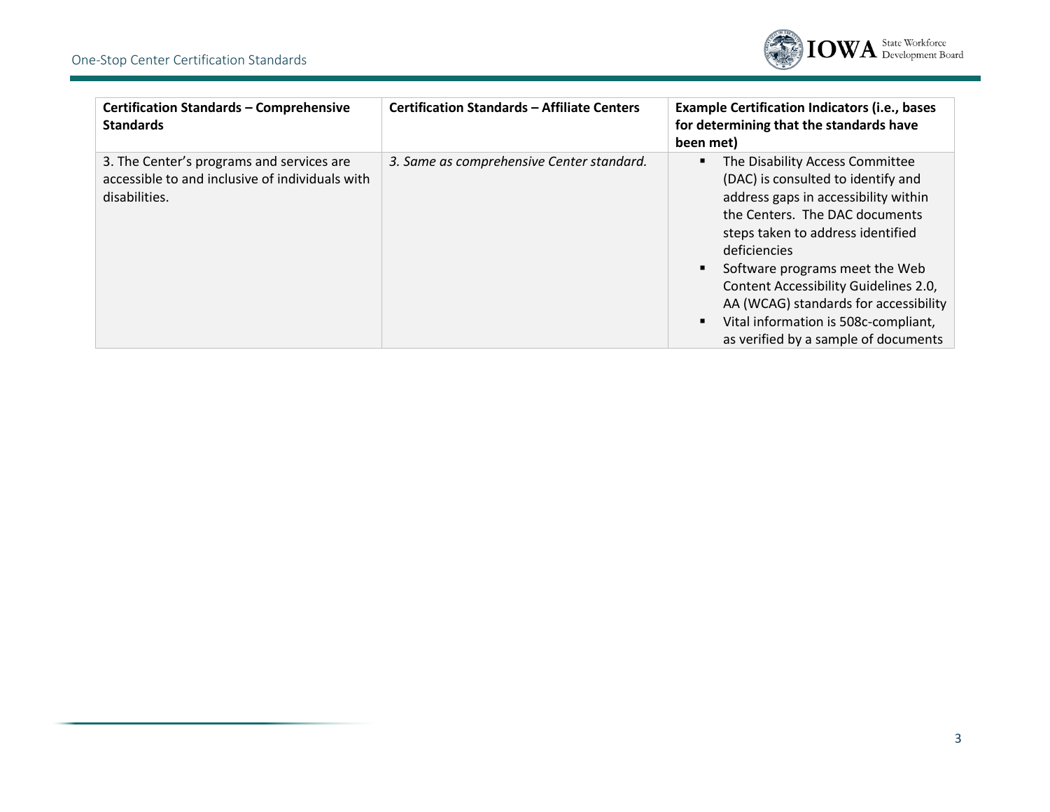| Certification Standards – Comprehensive Standards | Certification Standards – Affiliate Centers | Example Certification Indicators (i.e., bases for determining that the standards have been met) |
|---|---|---|
| 3. The Center's programs and services are accessible to and inclusive of individuals with disabilities. | *3. Same as comprehensive Center standard.* | ▪ The Disability Access Committee (DAC) is consulted to identify and address gaps in accessibility within the Centers. The DAC documents steps taken to address identified deficiencies<br>▪ Software programs meet the Web Content Accessibility Guidelines 2.0, AA (WCAG) standards for accessibility<br>▪ Vital information is 508c-compliant, as verified by a sample of documents |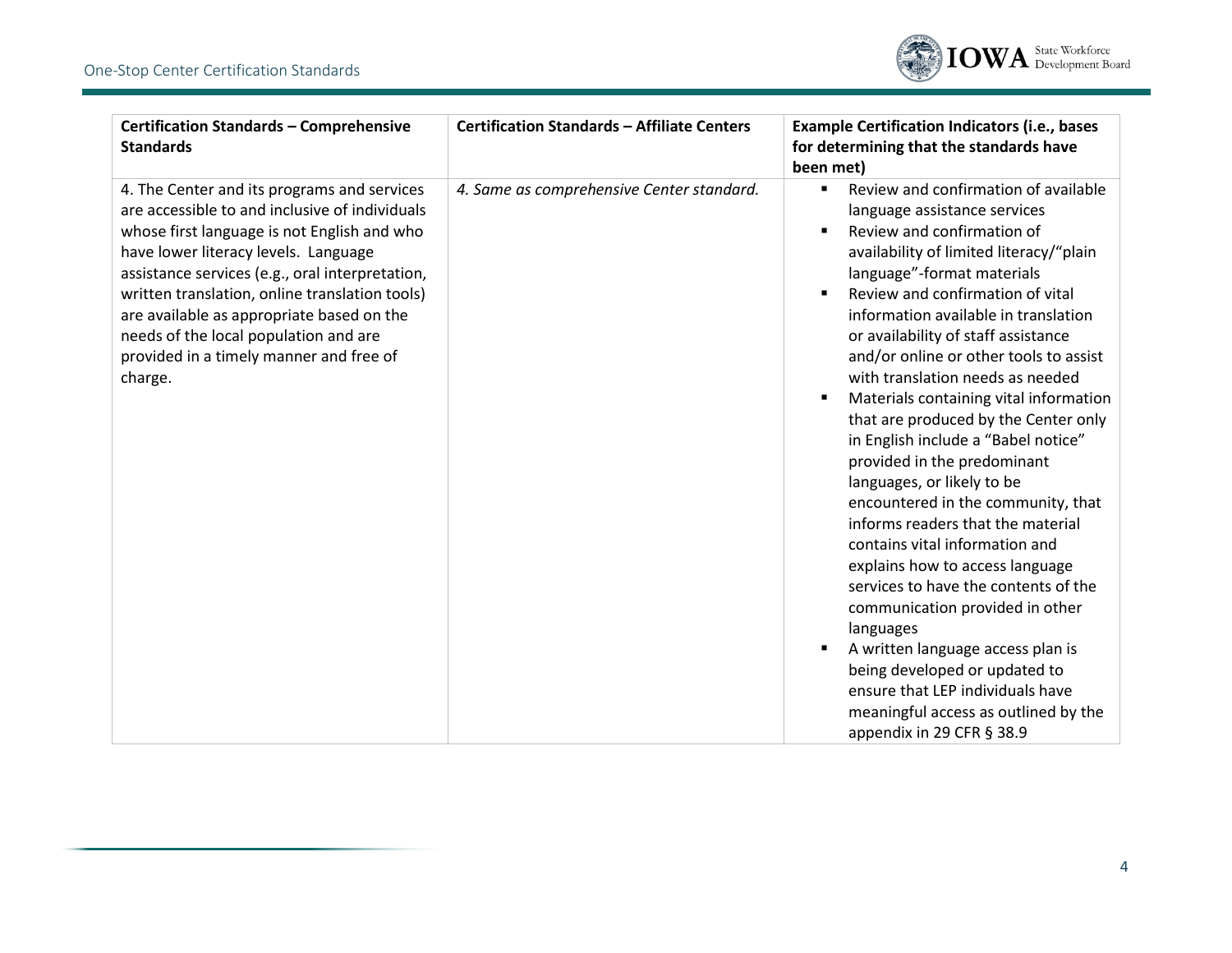| Certification Standards – Comprehensive Standards | Certification Standards – Affiliate Centers | Example Certification Indicators (i.e., bases for determining that the standards have been met) |
|---|---|---|
| 4. The Center and its programs and services are accessible to and inclusive of individuals whose first language is not English and who have lower literacy levels. Language assistance services (e.g., oral interpretation, written translation, online translation tools) are available as appropriate based on the needs of the local population and are provided in a timely manner and free of charge. | *4. Same as comprehensive Center standard.* | ▪ Review and confirmation of available language assistance services<br>▪ Review and confirmation of availability of limited literacy/"plain language"-format materials<br>▪ Review and confirmation of vital information available in translation or availability of staff assistance and/or online or other tools to assist with translation needs as needed<br>▪ Materials containing vital information that are produced by the Center only in English include a "Babel notice" provided in the predominant languages, or likely to be encountered in the community, that informs readers that the material contains vital information and explains how to access language services to have the contents of the communication provided in other languages<br>▪ A written language access plan is being developed or updated to ensure that LEP individuals have meaningful access as outlined by the appendix in 29 CFR § 38.9 |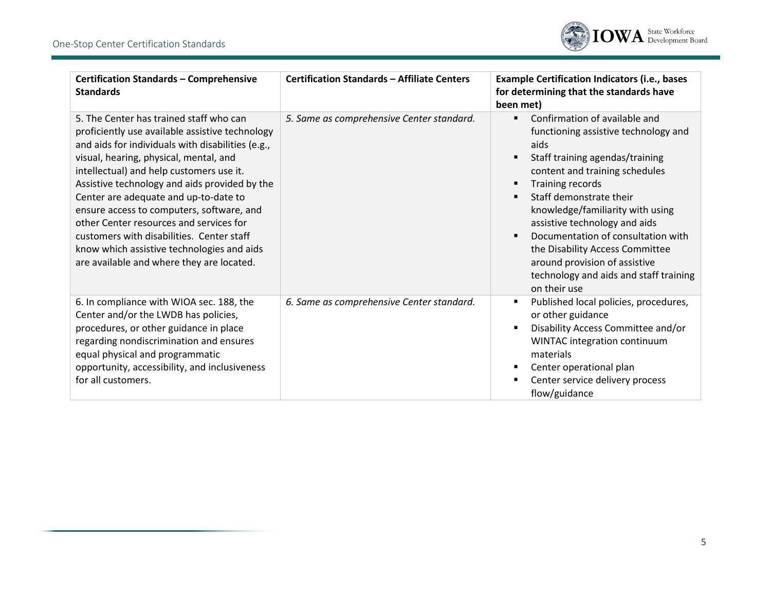| Certification Standards – Comprehensive Standards | Certification Standards – Affiliate Centers | Example Certification Indicators (i.e., bases for determining that the standards have been met) |
|---|---|---|
| 5. The Center has trained staff who can proficiently use available assistive technology and aids for individuals with disabilities (e.g., visual, hearing, physical, mental, and intellectual) and help customers use it. Assistive technology and aids provided by the Center are adequate and up-to-date to ensure access to computers, software, and other Center resources and services for customers with disabilities. Center staff know which assistive technologies and aids are available and where they are located. | *5. Same as comprehensive Center standard.* | ▪ Confirmation of available and functioning assistive technology and aids<br>▪ Staff training agendas/training content and training schedules<br>▪ Training records<br>▪ Staff demonstrate their knowledge/familiarity with using assistive technology and aids<br>▪ Documentation of consultation with the Disability Access Committee around provision of assistive technology and aids and staff training on their use |
| 6. In compliance with WIOA sec. 188, the Center and/or the LWDB has policies, procedures, or other guidance in place regarding nondiscrimination and ensures equal physical and programmatic opportunity, accessibility, and inclusiveness for all customers. | *6. Same as comprehensive Center standard.* | ▪ Published local policies, procedures, or other guidance<br>▪ Disability Access Committee and/or WINTAC integration continuum materials<br>▪ Center operational plan<br>▪ Center service delivery process flow/guidance |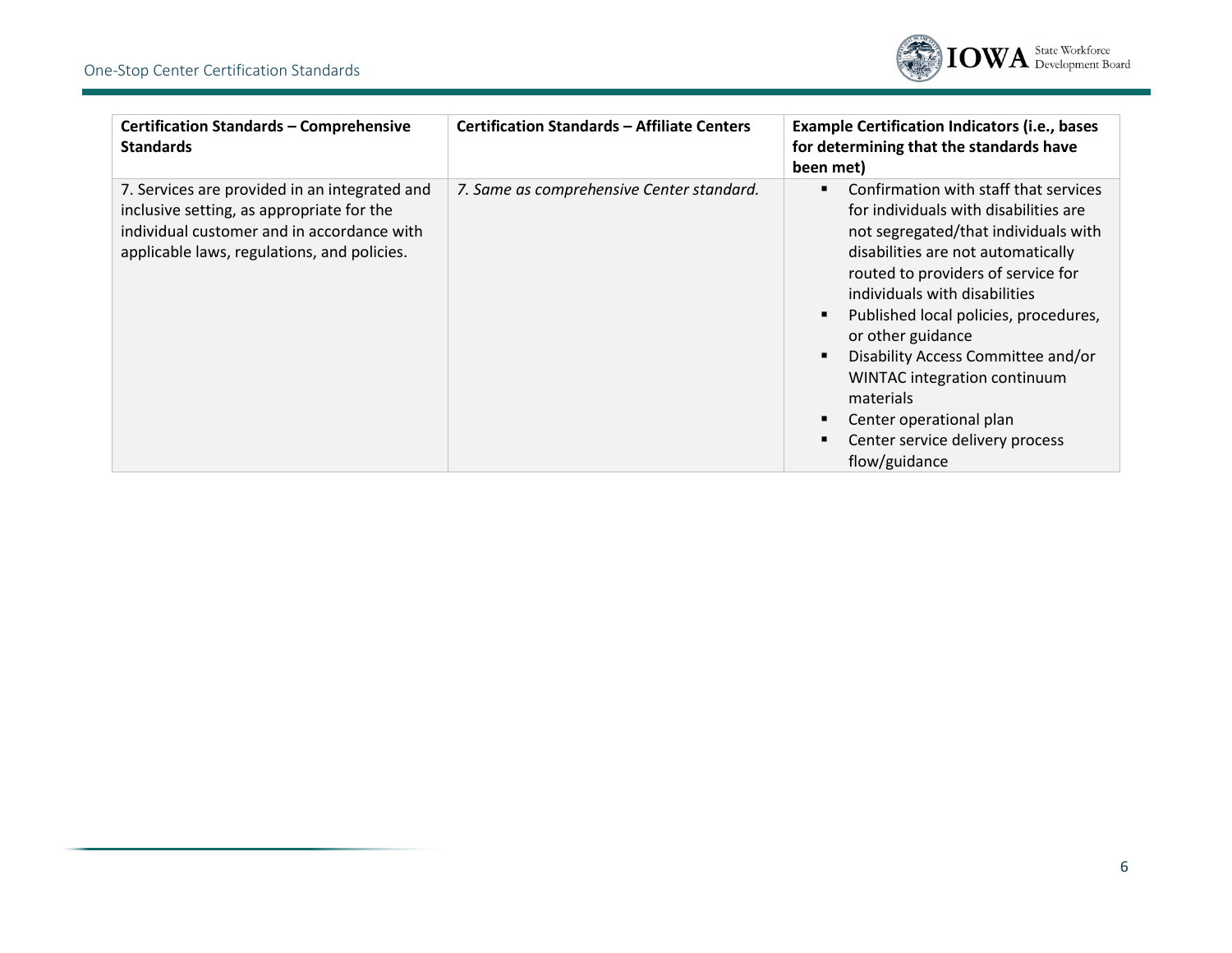| Certification Standards – Comprehensive Standards | Certification Standards – Affiliate Centers | Example Certification Indicators (i.e., bases for determining that the standards have been met) |
|---|---|---|
| 7. Services are provided in an integrated and inclusive setting, as appropriate for the individual customer and in accordance with applicable laws, regulations, and policies. | *7. Same as comprehensive Center standard.* | ▪ Confirmation with staff that services for individuals with disabilities are not segregated/that individuals with disabilities are not automatically routed to providers of service for individuals with disabilities<br>▪ Published local policies, procedures, or other guidance<br>▪ Disability Access Committee and/or WINTAC integration continuum materials<br>▪ Center operational plan<br>▪ Center service delivery process flow/guidance |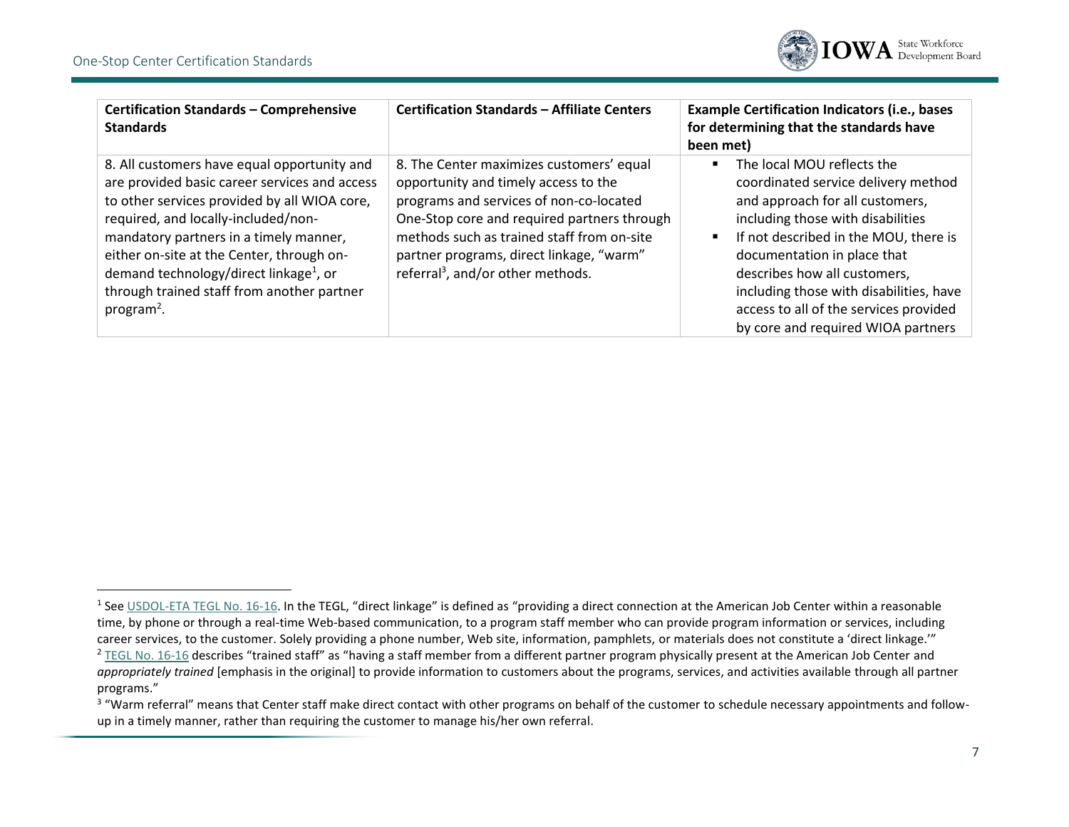| Certification Standards – Comprehensive Standards | Certification Standards – Affiliate Centers | Example Certification Indicators (i.e., bases for determining that the standards have been met) |
|---|---|---|
| 8. All customers have equal opportunity and are provided basic career services and access to other services provided by all WIOA core, required, and locally-included/non-mandatory partners in a timely manner, either on-site at the Center, through on-demand technology/direct linkage[1], or through trained staff from another partner program[2]. | 8. The Center maximizes customers' equal opportunity and timely access to the programs and services of non-co-located One-Stop core and required partners through methods such as trained staff from on-site partner programs, direct linkage, "warm" referral[3], and/or other methods. | ▪ The local MOU reflects the coordinated service delivery method and approach for all customers, including those with disabilities<br>▪ If not described in the MOU, there is documentation in place that describes how all customers, including those with disabilities, have access to all of the services provided by core and required WIOA partners |

[1] See USDOL-ETA TEGL No. 16-16. In the TEGL, "direct linkage" is defined as "providing a direct connection at the American Job Center within a reasonable time, by phone or through a real-time Web-based communication, to a program staff member who can provide program information or services, including career services, to the customer. Solely providing a phone number, Web site, information, pamphlets, or materials does not constitute a 'direct linkage.'"

[2] TEGL No. 16-16 describes "trained staff" as "having a staff member from a different partner program physically present at the American Job Center and *appropriately trained* [emphasis in the original] to provide information to customers about the programs, services, and activities available through all partner programs."

[3] "Warm referral" means that Center staff make direct contact with other programs on behalf of the customer to schedule necessary appointments and follow-up in a timely manner, rather than requiring the customer to manage his/her own referral.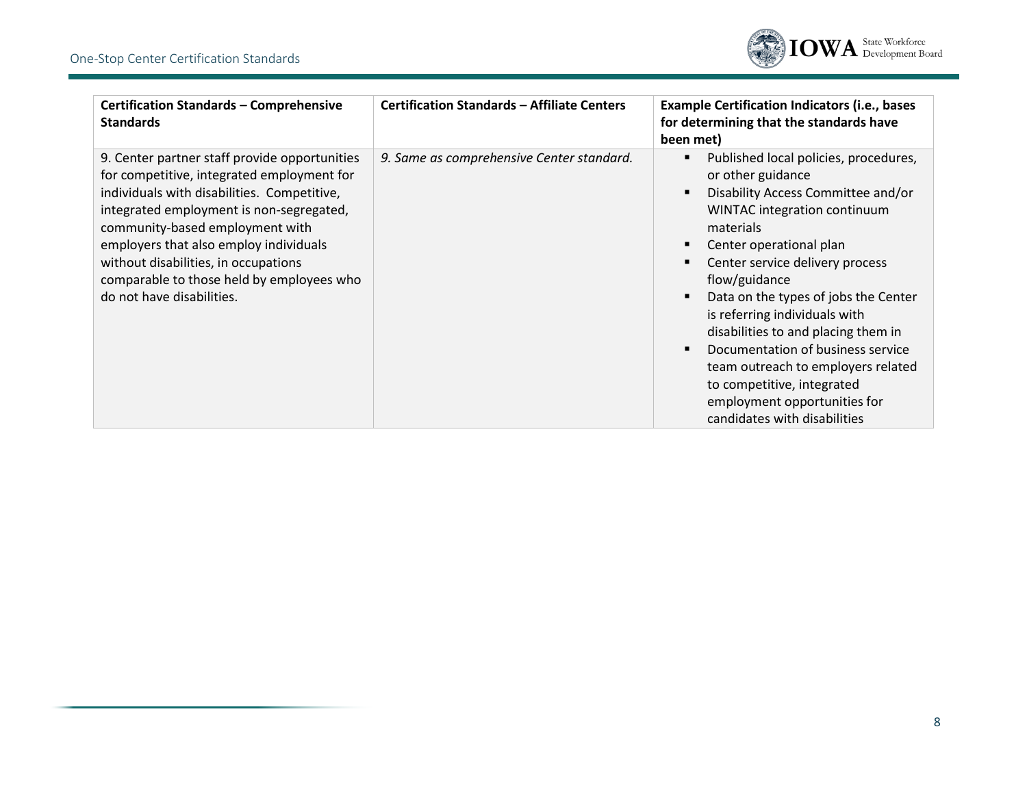| Certification Standards – Comprehensive Standards | Certification Standards – Affiliate Centers | Example Certification Indicators (i.e., bases for determining that the standards have been met) |
|---|---|---|
| 9. Center partner staff provide opportunities for competitive, integrated employment for individuals with disabilities. Competitive, integrated employment is non-segregated, community-based employment with employers that also employ individuals without disabilities, in occupations comparable to those held by employees who do not have disabilities. | *9. Same as comprehensive Center standard.* | ▪ Published local policies, procedures, or other guidance<br>▪ Disability Access Committee and/or WINTAC integration continuum materials<br>▪ Center operational plan<br>▪ Center service delivery process flow/guidance<br>▪ Data on the types of jobs the Center is referring individuals with disabilities to and placing them in<br>▪ Documentation of business service team outreach to employers related to competitive, integrated employment opportunities for candidates with disabilities |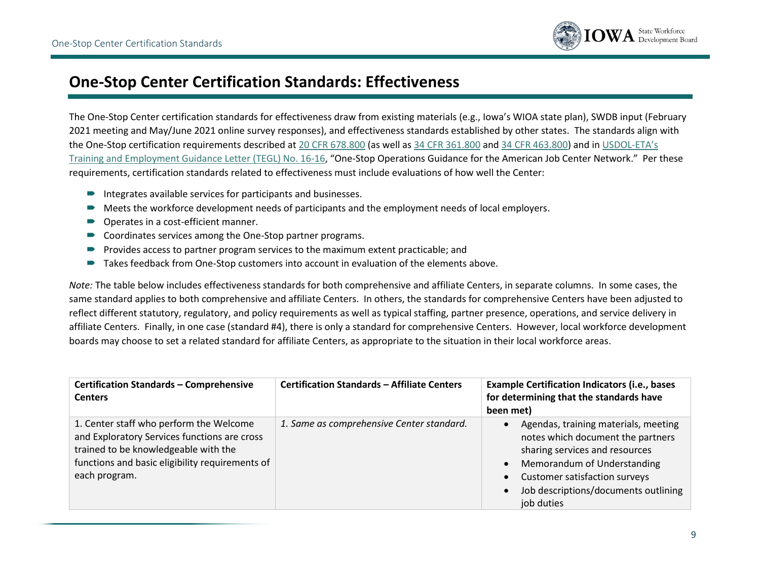## One-Stop Center Certification Standards: Effectiveness

The One-Stop Center certification standards for effectiveness draw from existing materials (e.g., Iowa's WIOA state plan), SWDB input (February 2021 meeting and May/June 2021 online survey responses), and effectiveness standards established by other states. The standards align with the One-Stop certification requirements described at 20 CFR 678.800 (as well as 34 CFR 361.800 and 34 CFR 463.800) and in USDOL-ETA's Training and Employment Guidance Letter (TEGL) No. 16-16, "One-Stop Operations Guidance for the American Job Center Network." Per these requirements, certification standards related to effectiveness must include evaluations of how well the Center:

- Integrates available services for participants and businesses.
- Meets the workforce development needs of participants and the employment needs of local employers.
- Operates in a cost-efficient manner.
- Coordinates services among the One-Stop partner programs.
- Provides access to partner program services to the maximum extent practicable; and
- Takes feedback from One-Stop customers into account in evaluation of the elements above.

*Note:* The table below includes effectiveness standards for both comprehensive and affiliate Centers, in separate columns. In some cases, the same standard applies to both comprehensive and affiliate Centers. In others, the standards for comprehensive Centers have been adjusted to reflect different statutory, regulatory, and policy requirements as well as typical staffing, partner presence, operations, and service delivery in affiliate Centers. Finally, in one case (standard #4), there is only a standard for comprehensive Centers. However, local workforce development boards may choose to set a related standard for affiliate Centers, as appropriate to the situation in their local workforce areas.

| Certification Standards – Comprehensive Centers | Certification Standards – Affiliate Centers | Example Certification Indicators (i.e., bases for determining that the standards have been met) |
|---|---|---|
| 1. Center staff who perform the Welcome and Exploratory Services functions are cross trained to be knowledgeable with the functions and basic eligibility requirements of each program. | *1. Same as comprehensive Center standard.* | • Agendas, training materials, meeting notes which document the partners sharing services and resources<br>• Memorandum of Understanding<br>• Customer satisfaction surveys<br>• Job descriptions/documents outlining job duties |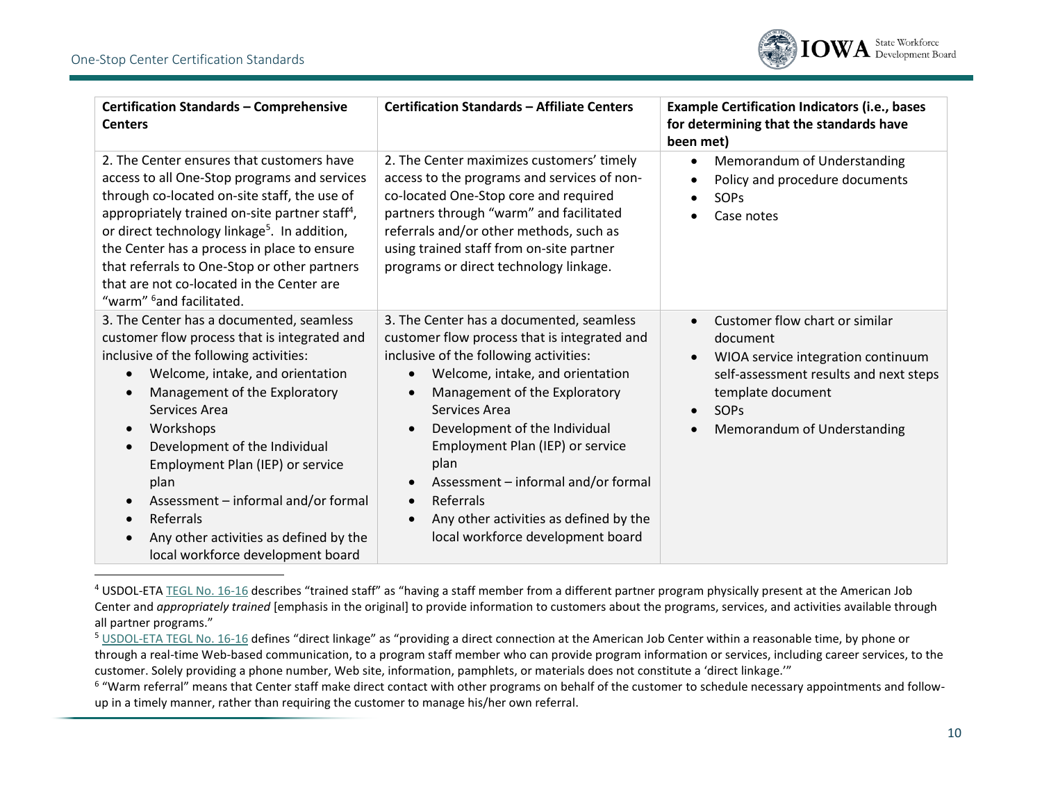| Certification Standards – Comprehensive Centers | Certification Standards – Affiliate Centers | Example Certification Indicators (i.e., bases for determining that the standards have been met) |
|---|---|---|
| 2. The Center ensures that customers have access to all One-Stop programs and services through co-located on-site staff, the use of appropriately trained on-site partner staff[4], or direct technology linkage[5]. In addition, the Center has a process in place to ensure that referrals to One-Stop or other partners that are not co-located in the Center are "warm" [6]and facilitated. | 2. The Center maximizes customers' timely access to the programs and services of non-co-located One-Stop core and required partners through "warm" and facilitated referrals and/or other methods, such as using trained staff from on-site partner programs or direct technology linkage. | • Memorandum of Understanding<br>• Policy and procedure documents<br>• SOPs<br>• Case notes |
| 3. The Center has a documented, seamless customer flow process that is integrated and inclusive of the following activities:<br>• Welcome, intake, and orientation<br>• Management of the Exploratory Services Area<br>• Workshops<br>• Development of the Individual Employment Plan (IEP) or service plan<br>• Assessment – informal and/or formal<br>• Referrals<br>• Any other activities as defined by the local workforce development board | 3. The Center has a documented, seamless customer flow process that is integrated and inclusive of the following activities:<br>• Welcome, intake, and orientation<br>• Management of the Exploratory Services Area<br>• Development of the Individual Employment Plan (IEP) or service plan<br>• Assessment – informal and/or formal<br>• Referrals<br>• Any other activities as defined by the local workforce development board | • Customer flow chart or similar document<br>• WIOA service integration continuum self-assessment results and next steps template document<br>• SOPs<br>• Memorandum of Understanding |

[4] USDOL-ETA TEGL No. 16-16 describes "trained staff" as "having a staff member from a different partner program physically present at the American Job Center and *appropriately trained* [emphasis in the original] to provide information to customers about the programs, services, and activities available through all partner programs."

[5] USDOL-ETA TEGL No. 16-16 defines "direct linkage" as "providing a direct connection at the American Job Center within a reasonable time, by phone or through a real-time Web-based communication, to a program staff member who can provide program information or services, including career services, to the customer. Solely providing a phone number, Web site, information, pamphlets, or materials does not constitute a 'direct linkage.'"

[6] "Warm referral" means that Center staff make direct contact with other programs on behalf of the customer to schedule necessary appointments and follow-up in a timely manner, rather than requiring the customer to manage his/her own referral.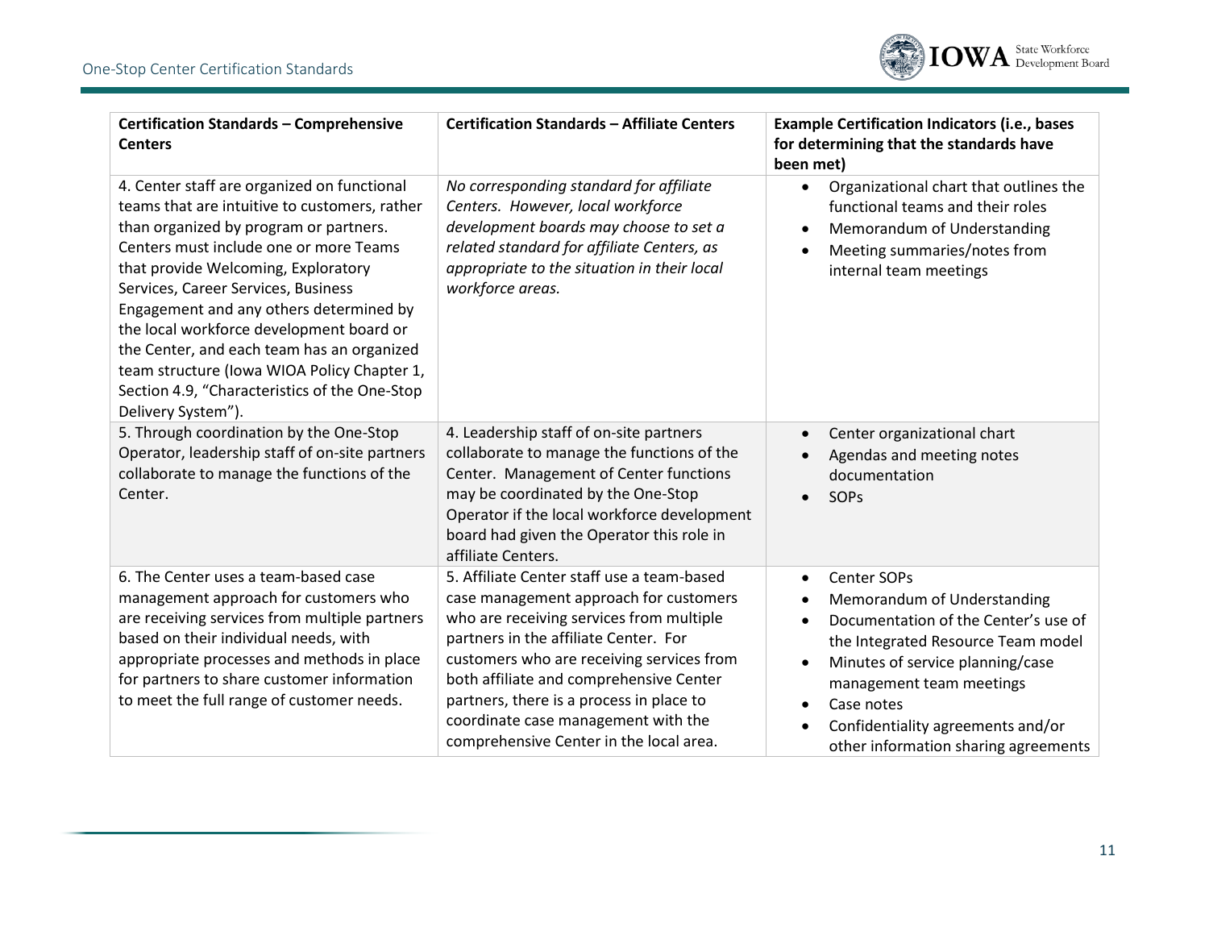| Certification Standards – Comprehensive Centers | Certification Standards – Affiliate Centers | Example Certification Indicators (i.e., bases for determining that the standards have been met) |
|---|---|---|
| 4. Center staff are organized on functional teams that are intuitive to customers, rather than organized by program or partners. Centers must include one or more Teams that provide Welcoming, Exploratory Services, Career Services, Business Engagement and any others determined by the local workforce development board or the Center, and each team has an organized team structure (Iowa WIOA Policy Chapter 1, Section 4.9, "Characteristics of the One-Stop Delivery System"). | *No corresponding standard for affiliate Centers. However, local workforce development boards may choose to set a related standard for affiliate Centers, as appropriate to the situation in their local workforce areas.* | • Organizational chart that outlines the functional teams and their roles<br>• Memorandum of Understanding<br>• Meeting summaries/notes from internal team meetings |
| 5. Through coordination by the One-Stop Operator, leadership staff of on-site partners collaborate to manage the functions of the Center. | 4. Leadership staff of on-site partners collaborate to manage the functions of the Center. Management of Center functions may be coordinated by the One-Stop Operator if the local workforce development board had given the Operator this role in affiliate Centers. | • Center organizational chart<br>• Agendas and meeting notes documentation<br>• SOPs |
| 6. The Center uses a team-based case management approach for customers who are receiving services from multiple partners based on their individual needs, with appropriate processes and methods in place for partners to share customer information to meet the full range of customer needs. | 5. Affiliate Center staff use a team-based case management approach for customers who are receiving services from multiple partners in the affiliate Center. For customers who are receiving services from both affiliate and comprehensive Center partners, there is a process in place to coordinate case management with the comprehensive Center in the local area. | • Center SOPs<br>• Memorandum of Understanding<br>• Documentation of the Center's use of the Integrated Resource Team model<br>• Minutes of service planning/case management team meetings<br>• Case notes<br>• Confidentiality agreements and/or other information sharing agreements |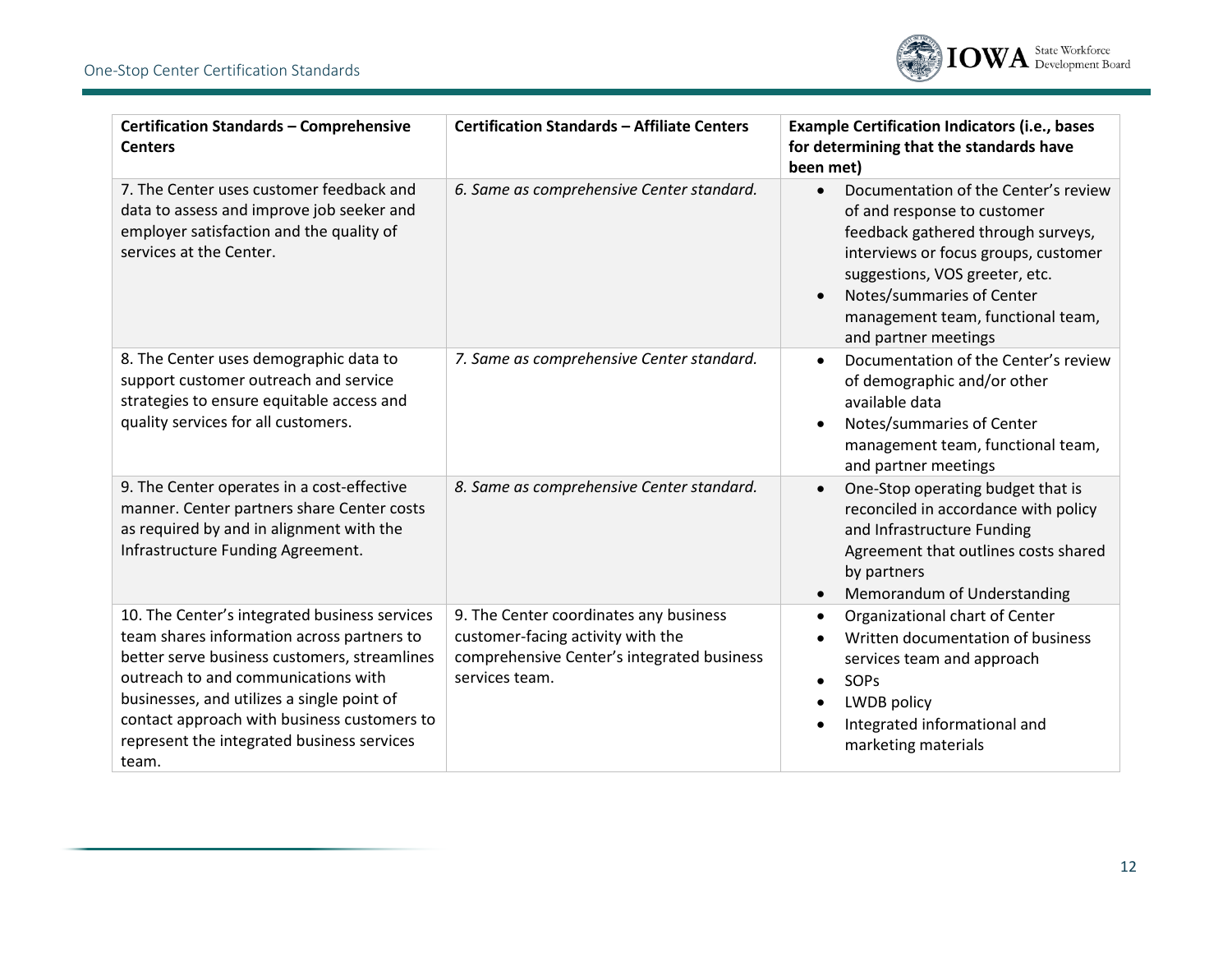| Certification Standards – Comprehensive Centers | Certification Standards – Affiliate Centers | Example Certification Indicators (i.e., bases for determining that the standards have been met) |
| --- | --- | --- |
| 7. The Center uses customer feedback and data to assess and improve job seeker and employer satisfaction and the quality of services at the Center. | *6. Same as comprehensive Center standard.* | • Documentation of the Center's review of and response to customer feedback gathered through surveys, interviews or focus groups, customer suggestions, VOS greeter, etc.<br>• Notes/summaries of Center management team, functional team, and partner meetings |
| 8. The Center uses demographic data to support customer outreach and service strategies to ensure equitable access and quality services for all customers. | *7. Same as comprehensive Center standard.* | • Documentation of the Center's review of demographic and/or other available data<br>• Notes/summaries of Center management team, functional team, and partner meetings |
| 9. The Center operates in a cost-effective manner. Center partners share Center costs as required by and in alignment with the Infrastructure Funding Agreement. | *8. Same as comprehensive Center standard.* | • One-Stop operating budget that is reconciled in accordance with policy and Infrastructure Funding Agreement that outlines costs shared by partners<br>• Memorandum of Understanding |
| 10. The Center's integrated business services team shares information across partners to better serve business customers, streamlines outreach to and communications with businesses, and utilizes a single point of contact approach with business customers to represent the integrated business services team. | 9. The Center coordinates any business customer-facing activity with the comprehensive Center's integrated business services team. | • Organizational chart of Center<br>• Written documentation of business services team and approach<br>• SOPs<br>• LWDB policy<br>• Integrated informational and marketing materials |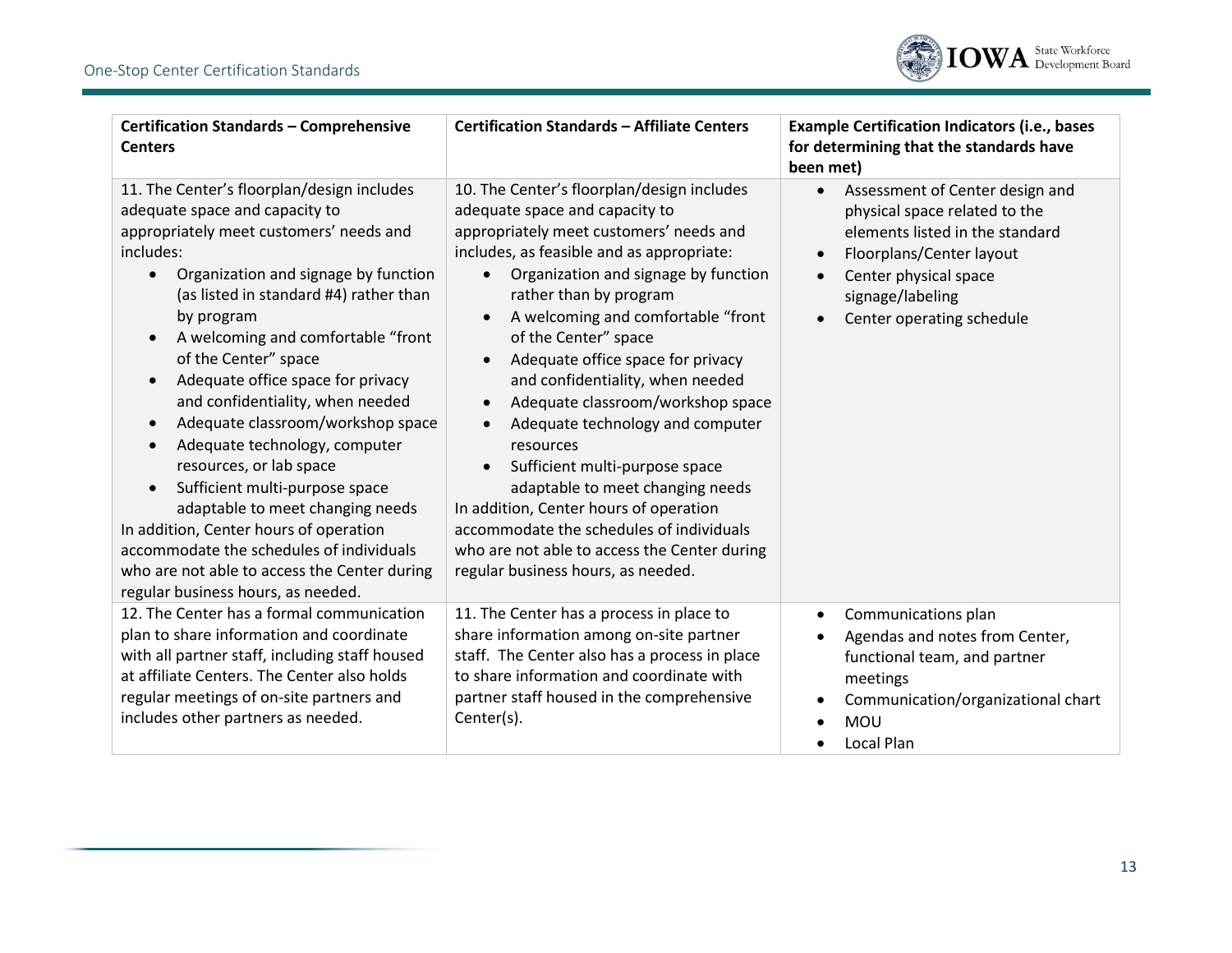| Certification Standards – Comprehensive Centers | Certification Standards – Affiliate Centers | Example Certification Indicators (i.e., bases for determining that the standards have been met) |
|---|---|---|
| 11. The Center's floorplan/design includes adequate space and capacity to appropriately meet customers' needs and includes:<br>• Organization and signage by function (as listed in standard #4) rather than by program<br>• A welcoming and comfortable "front of the Center" space<br>• Adequate office space for privacy and confidentiality, when needed<br>• Adequate classroom/workshop space<br>• Adequate technology, computer resources, or lab space<br>• Sufficient multi-purpose space adaptable to meet changing needs<br>In addition, Center hours of operation accommodate the schedules of individuals who are not able to access the Center during regular business hours, as needed. | 10. The Center's floorplan/design includes adequate space and capacity to appropriately meet customers' needs and includes, as feasible and as appropriate:<br>• Organization and signage by function rather than by program<br>• A welcoming and comfortable "front of the Center" space<br>• Adequate office space for privacy and confidentiality, when needed<br>• Adequate classroom/workshop space<br>• Adequate technology and computer resources<br>• Sufficient multi-purpose space adaptable to meet changing needs<br>In addition, Center hours of operation accommodate the schedules of individuals who are not able to access the Center during regular business hours, as needed. | • Assessment of Center design and physical space related to the elements listed in the standard<br>• Floorplans/Center layout<br>• Center physical space signage/labeling<br>• Center operating schedule |
| 12. The Center has a formal communication plan to share information and coordinate with all partner staff, including staff housed at affiliate Centers. The Center also holds regular meetings of on-site partners and includes other partners as needed. | 11. The Center has a process in place to share information among on-site partner staff. The Center also has a process in place to share information and coordinate with partner staff housed in the comprehensive Center(s). | • Communications plan<br>• Agendas and notes from Center, functional team, and partner meetings<br>• Communication/organizational chart<br>• MOU<br>• Local Plan |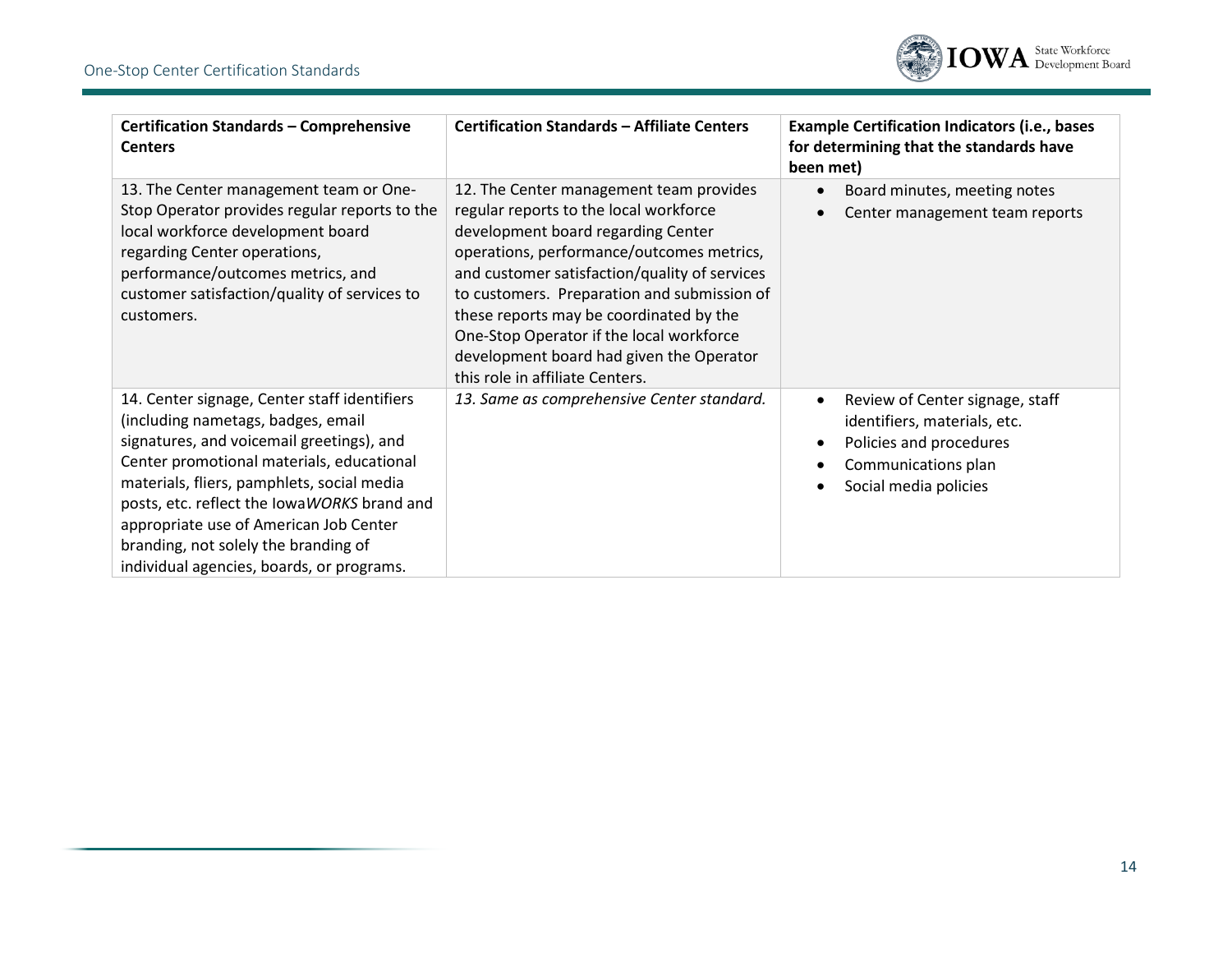| Certification Standards – Comprehensive Centers | Certification Standards – Affiliate Centers | Example Certification Indicators (i.e., bases for determining that the standards have been met) |
|---|---|---|
| 13. The Center management team or One-Stop Operator provides regular reports to the local workforce development board regarding Center operations, performance/outcomes metrics, and customer satisfaction/quality of services to customers. | 12. The Center management team provides regular reports to the local workforce development board regarding Center operations, performance/outcomes metrics, and customer satisfaction/quality of services to customers. Preparation and submission of these reports may be coordinated by the One-Stop Operator if the local workforce development board had given the Operator this role in affiliate Centers. | • Board minutes, meeting notes<br>• Center management team reports |
| 14. Center signage, Center staff identifiers (including nametags, badges, email signatures, and voicemail greetings), and Center promotional materials, educational materials, fliers, pamphlets, social media posts, etc. reflect the Iowa*WORKS* brand and appropriate use of American Job Center branding, not solely the branding of individual agencies, boards, or programs. | *13. Same as comprehensive Center standard.* | • Review of Center signage, staff identifiers, materials, etc.<br>• Policies and procedures<br>• Communications plan<br>• Social media policies |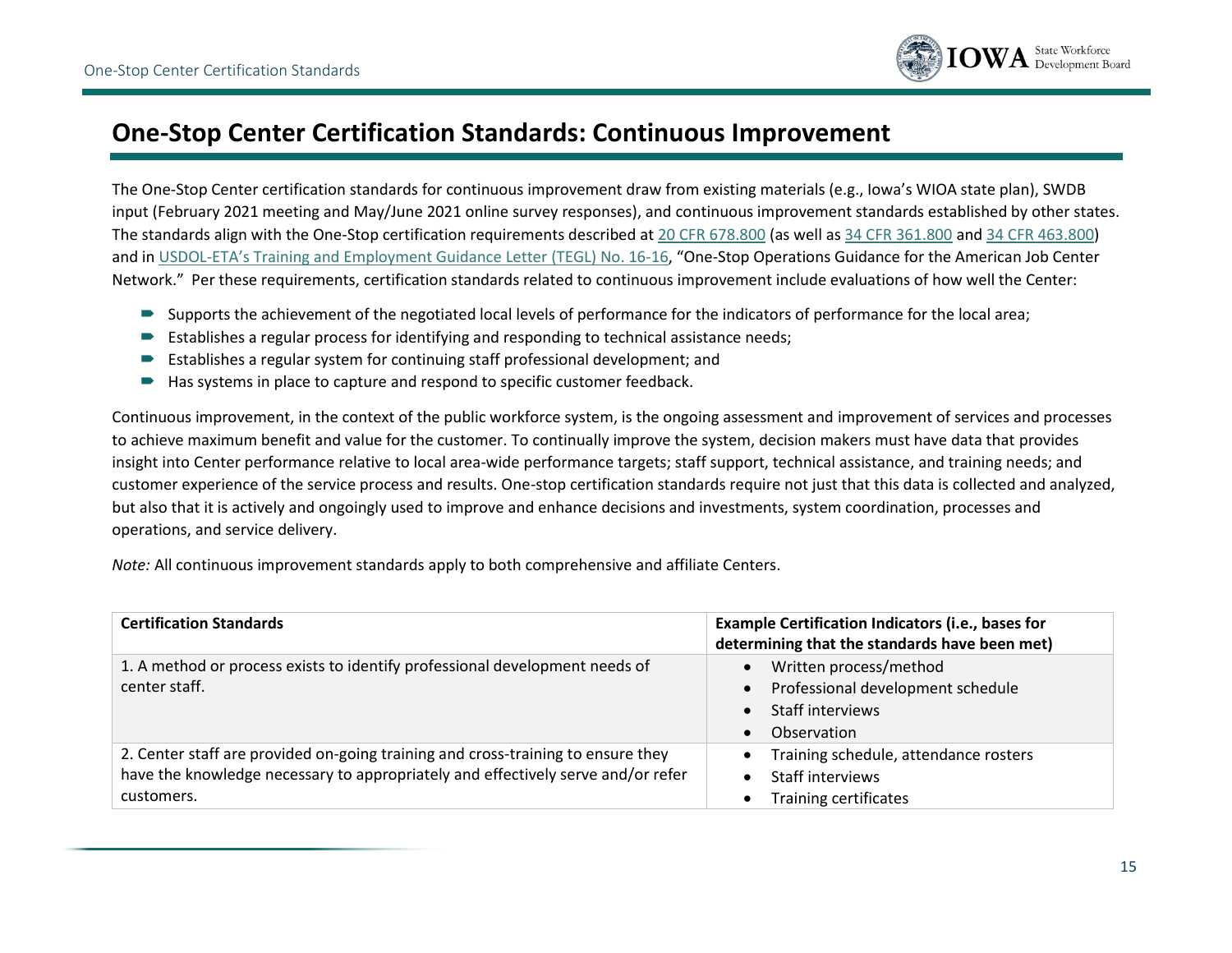# One-Stop Center Certification Standards: Continuous Improvement

The One-Stop Center certification standards for continuous improvement draw from existing materials (e.g., Iowa's WIOA state plan), SWDB input (February 2021 meeting and May/June 2021 online survey responses), and continuous improvement standards established by other states. The standards align with the One-Stop certification requirements described at 20 CFR 678.800 (as well as 34 CFR 361.800 and 34 CFR 463.800) and in USDOL-ETA's Training and Employment Guidance Letter (TEGL) No. 16-16, "One-Stop Operations Guidance for the American Job Center Network." Per these requirements, certification standards related to continuous improvement include evaluations of how well the Center:

- Supports the achievement of the negotiated local levels of performance for the indicators of performance for the local area;
- Establishes a regular process for identifying and responding to technical assistance needs;
- Establishes a regular system for continuing staff professional development; and
- Has systems in place to capture and respond to specific customer feedback.

Continuous improvement, in the context of the public workforce system, is the ongoing assessment and improvement of services and processes to achieve maximum benefit and value for the customer. To continually improve the system, decision makers must have data that provides insight into Center performance relative to local area-wide performance targets; staff support, technical assistance, and training needs; and customer experience of the service process and results. One-stop certification standards require not just that this data is collected and analyzed, but also that it is actively and ongoingly used to improve and enhance decisions and investments, system coordination, processes and operations, and service delivery.

*Note:* All continuous improvement standards apply to both comprehensive and affiliate Centers.

| Certification Standards | Example Certification Indicators (i.e., bases for determining that the standards have been met) |
|---|---|
| 1. A method or process exists to identify professional development needs of center staff. | • Written process/method<br>• Professional development schedule<br>• Staff interviews<br>• Observation |
| 2. Center staff are provided on-going training and cross-training to ensure they have the knowledge necessary to appropriately and effectively serve and/or refer customers. | • Training schedule, attendance rosters<br>• Staff interviews<br>• Training certificates |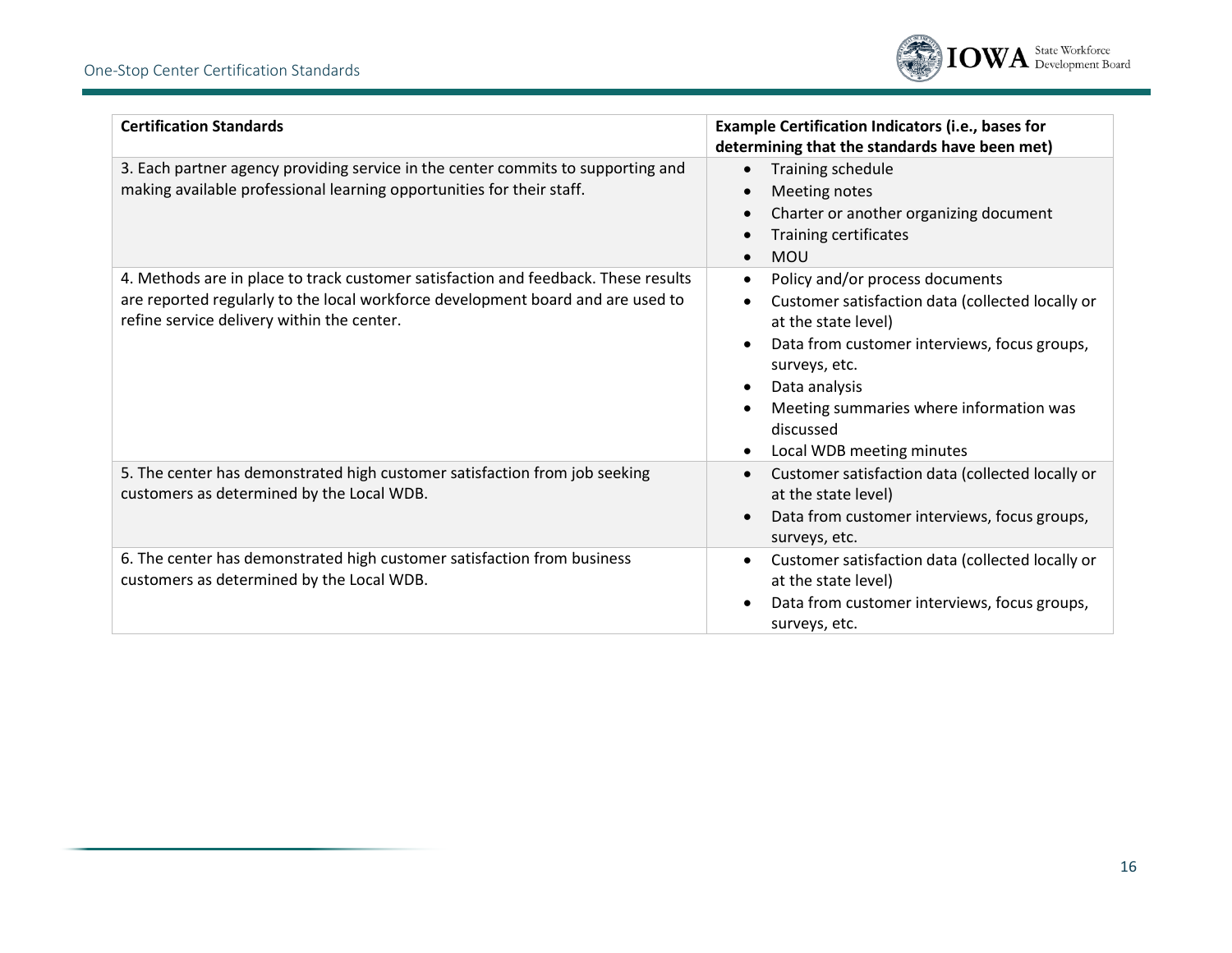| Certification Standards | Example Certification Indicators (i.e., bases for determining that the standards have been met) |
|---|---|
| 3. Each partner agency providing service in the center commits to supporting and making available professional learning opportunities for their staff. | • Training schedule<br>• Meeting notes<br>• Charter or another organizing document<br>• Training certificates<br>• MOU |
| 4. Methods are in place to track customer satisfaction and feedback. These results are reported regularly to the local workforce development board and are used to refine service delivery within the center. | • Policy and/or process documents<br>• Customer satisfaction data (collected locally or at the state level)<br>• Data from customer interviews, focus groups, surveys, etc.<br>• Data analysis<br>• Meeting summaries where information was discussed<br>• Local WDB meeting minutes |
| 5. The center has demonstrated high customer satisfaction from job seeking customers as determined by the Local WDB. | • Customer satisfaction data (collected locally or at the state level)<br>• Data from customer interviews, focus groups, surveys, etc. |
| 6. The center has demonstrated high customer satisfaction from business customers as determined by the Local WDB. | • Customer satisfaction data (collected locally or at the state level)<br>• Data from customer interviews, focus groups, surveys, etc. |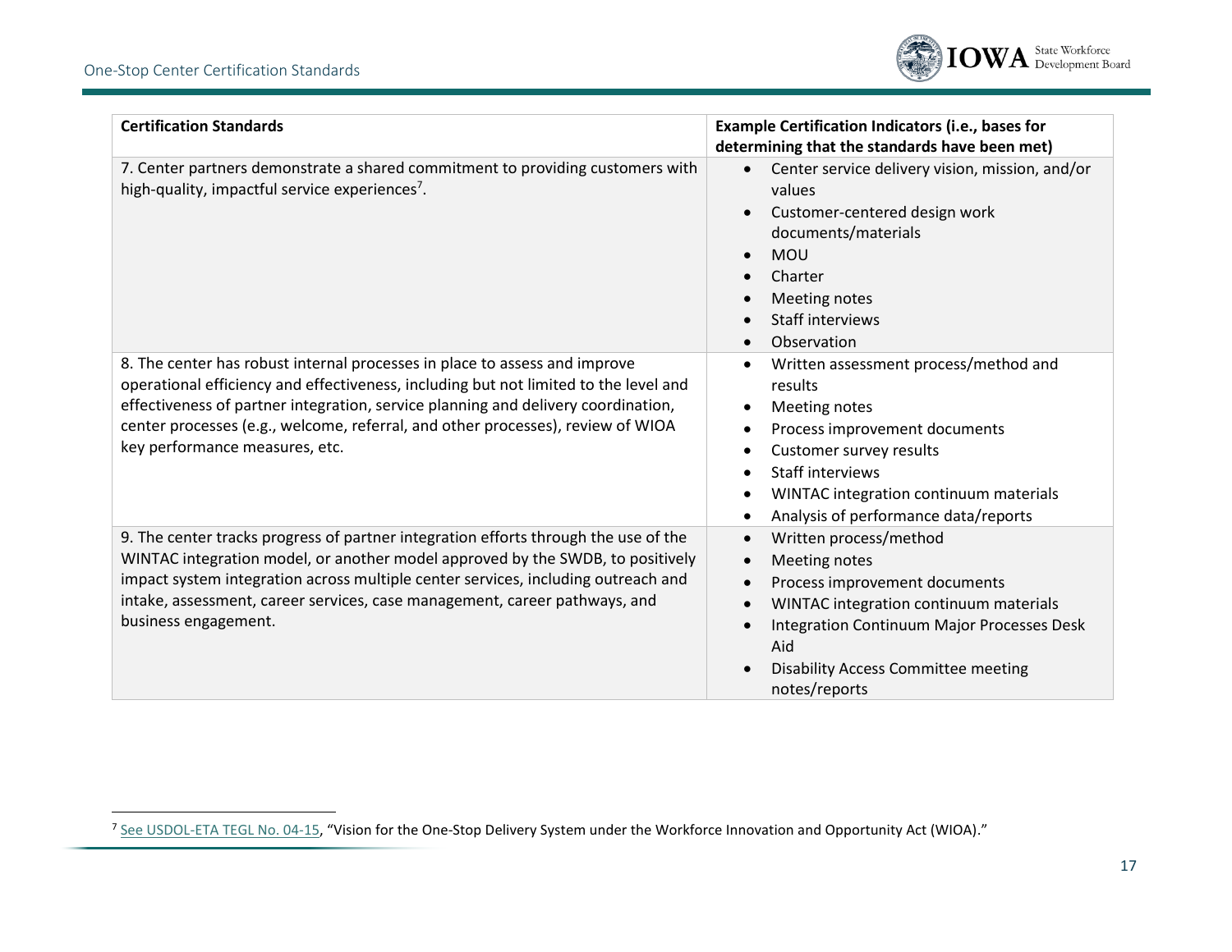| Certification Standards | Example Certification Indicators (i.e., bases for determining that the standards have been met) |
|---|---|
| 7. Center partners demonstrate a shared commitment to providing customers with high-quality, impactful service experiences[7]. | • Center service delivery vision, mission, and/or values<br>• Customer-centered design work documents/materials<br>• MOU<br>• Charter<br>• Meeting notes<br>• Staff interviews<br>• Observation |
| 8. The center has robust internal processes in place to assess and improve operational efficiency and effectiveness, including but not limited to the level and effectiveness of partner integration, service planning and delivery coordination, center processes (e.g., welcome, referral, and other processes), review of WIOA key performance measures, etc. | • Written assessment process/method and results<br>• Meeting notes<br>• Process improvement documents<br>• Customer survey results<br>• Staff interviews<br>• WINTAC integration continuum materials<br>• Analysis of performance data/reports |
| 9. The center tracks progress of partner integration efforts through the use of the WINTAC integration model, or another model approved by the SWDB, to positively impact system integration across multiple center services, including outreach and intake, assessment, career services, case management, career pathways, and business engagement. | • Written process/method<br>• Meeting notes<br>• Process improvement documents<br>• WINTAC integration continuum materials<br>• Integration Continuum Major Processes Desk Aid<br>• Disability Access Committee meeting notes/reports |

[7] See USDOL-ETA TEGL No. 04-15, "Vision for the One-Stop Delivery System under the Workforce Innovation and Opportunity Act (WIOA)."